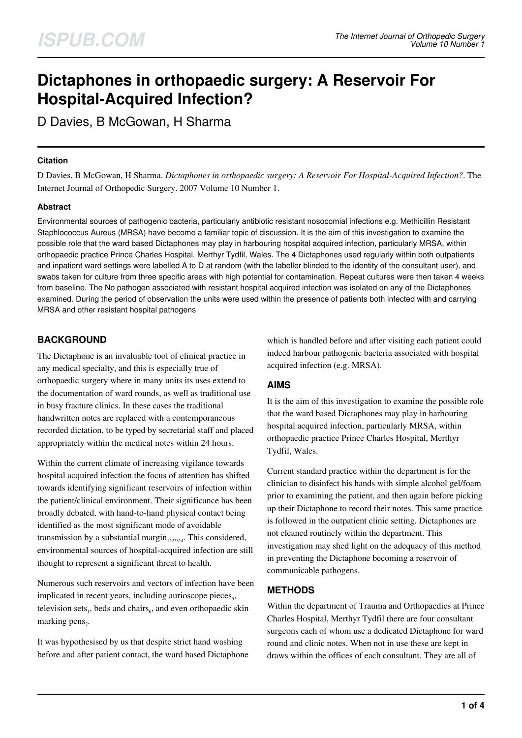# Dictaphones in orthopaedic surgery: A Reservoir For Hospital-Acquired Infection?

D Davies, B McGowan, H Sharma

### Citation

D Davies, B McGowan, H Sharma. *Dictaphones in orthopaedic surgery: A Reservoir For Hospital-Acquired Infection?*. The Internet Journal of Orthopedic Surgery. 2007 Volume 10 Number 1.

### Abstract

Environmental sources of pathogenic bacteria, particularly antibiotic resistant nosocomial infections e.g. Methicillin Resistant Staphlococcus Aureus (MRSA) have become a familiar topic of discussion. It is the aim of this investigation to examine the possible role that the ward based Dictaphones may play in harbouring hospital acquired infection, particularly MRSA, within orthopaedic practice Prince Charles Hospital, Merthyr Tydfil, Wales. The 4 Dictaphones used regularly within both outpatients and inpatient ward settings were labelled A to D at random (with the labeller blinded to the identity of the consultant user), and swabs taken for culture from three specific areas with high potential for contamination. Repeat cultures were then taken 4 weeks from baseline. The No pathogen associated with resistant hospital acquired infection was isolated on any of the Dictaphones examined. During the period of observation the units were used within the presence of patients both infected with and carrying MRSA and other resistant hospital pathogens

## BACKGROUND

The Dictaphone is an invaluable tool of clinical practice in any medical specialty, and this is especially true of orthopaedic surgery where in many units its uses extend to the documentation of ward rounds, as well as traditional use in busy fracture clinics. In these cases the traditional handwritten notes are replaced with a contemporaneous recorded dictation, to be typed by secretarial staff and placed appropriately within the medical notes within 24 hours.

Within the current climate of increasing vigilance towards hospital acquired infection the focus of attention has shifted towards identifying significant reservoirs of infection within the patient/clinical environment. Their significance has been broadly debated, with hand-to-hand physical contact being identified as the most significant mode of avoidable transmission by a substantial margin[1,2,3,4]. This considered, environmental sources of hospital-acquired infection are still thought to represent a significant threat to health.

Numerous such reservoirs and vectors of infection have been implicated in recent years, including aurioscope pieces[5], television sets[1], beds and chairs[6], and even orthopaedic skin marking pens[7].

It was hypothesised by us that despite strict hand washing before and after patient contact, the ward based Dictaphone which is handled before and after visiting each patient could indeed harbour pathogenic bacteria associated with hospital acquired infection (e.g. MRSA).

## AIMS

It is the aim of this investigation to examine the possible role that the ward based Dictaphones may play in harbouring hospital acquired infection, particularly MRSA, within orthopaedic practice Prince Charles Hospital, Merthyr Tydfil, Wales.

Current standard practice within the department is for the clinician to disinfect his hands with simple alcohol gel/foam prior to examining the patient, and then again before picking up their Dictaphone to record their notes. This same practice is followed in the outpatient clinic setting. Dictaphones are not cleaned routinely within the department. This investigation may shed light on the adequacy of this method in preventing the Dictaphone becoming a reservoir of communicable pathogens.

## METHODS

Within the department of Trauma and Orthopaedics at Prince Charles Hospital, Merthyr Tydfil there are four consultant surgeons each of whom use a dedicated Dictaphone for ward round and clinic notes. When not in use these are kept in draws within the offices of each consultant. They are all of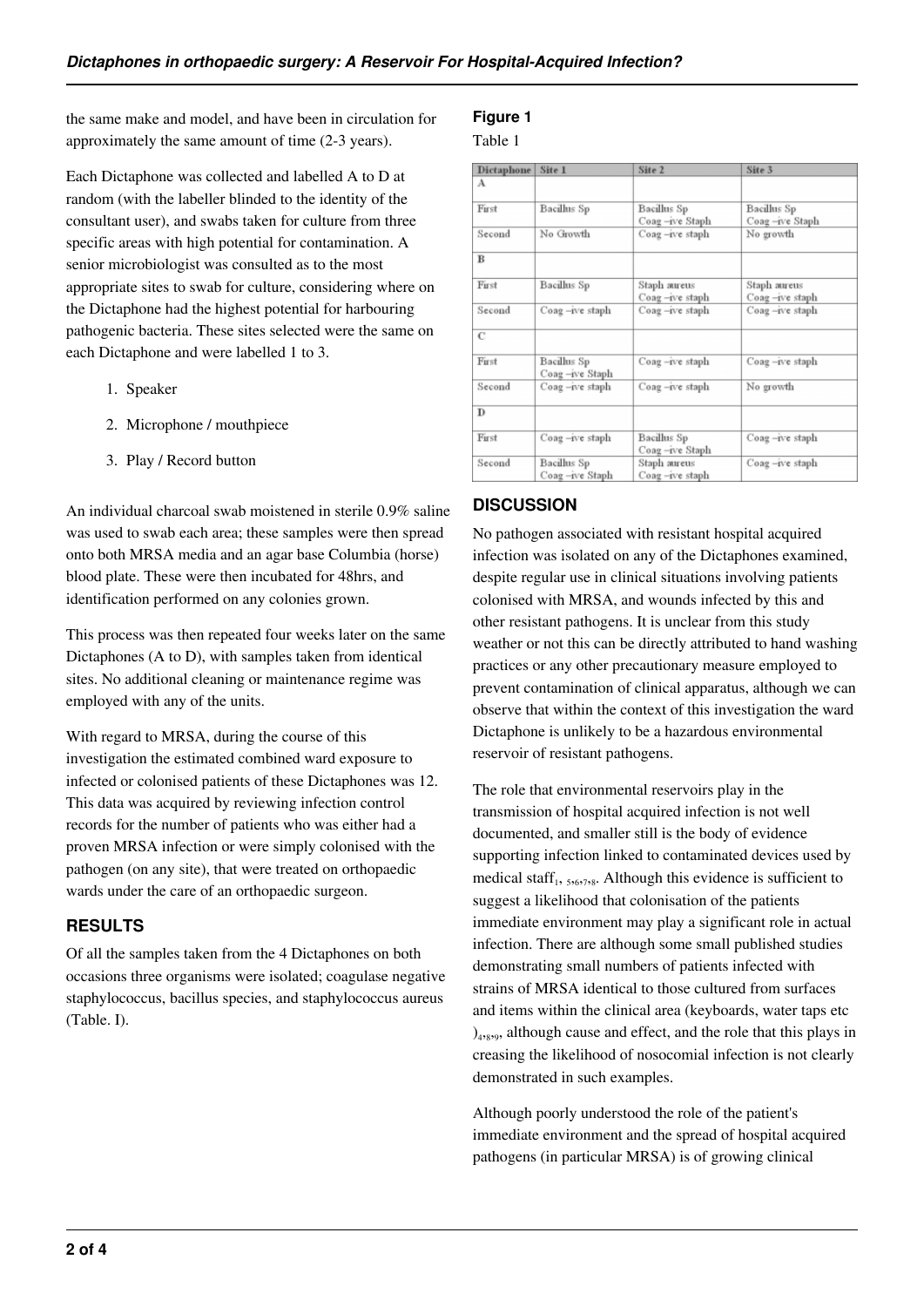the same make and model, and have been in circulation for approximately the same amount of time (2-3 years).

Each Dictaphone was collected and labelled A to D at random (with the labeller blinded to the identity of the consultant user), and swabs taken for culture from three specific areas with high potential for contamination. A senior microbiologist was consulted as to the most appropriate sites to swab for culture, considering where on the Dictaphone had the highest potential for harbouring pathogenic bacteria. These sites selected were the same on each Dictaphone and were labelled 1 to 3.

1. Speaker
2. Microphone / mouthpiece
3. Play / Record button

An individual charcoal swab moistened in sterile 0.9% saline was used to swab each area; these samples were then spread onto both MRSA media and an agar base Columbia (horse) blood plate. These were then incubated for 48hrs, and identification performed on any colonies grown.

This process was then repeated four weeks later on the same Dictaphones (A to D), with samples taken from identical sites. No additional cleaning or maintenance regime was employed with any of the units.

With regard to MRSA, during the course of this investigation the estimated combined ward exposure to infected or colonised patients of these Dictaphones was 12. This data was acquired by reviewing infection control records for the number of patients who was either had a proven MRSA infection or were simply colonised with the pathogen (on any site), that were treated on orthopaedic wards under the care of an orthopaedic surgeon.

## RESULTS

Of all the samples taken from the 4 Dictaphones on both occasions three organisms were isolated; coagulase negative staphylococcus, bacillus species, and staphylococcus aureus (Table. I).

**Figure 1**

Table 1

| Dictaphone | Site 1 | Site 2 | Site 3 |
|---|---|---|---|
| A | | | |
| First | Bacillus Sp | Bacillus Sp<br>Coag –ive Staph | Bacillus Sp<br>Coag –ive Staph |
| Second | No Growth | Coag –ive staph | No growth |
| B | | | |
| First | Bacillus Sp | Staph aureus<br>Coag –ive staph | Staph aureus<br>Coag –ive staph |
| Second | Coag –ive staph | Coag –ive staph | Coag –ive staph |
| C | | | |
| First | Bacillus Sp<br>Coag –ive Staph | Coag –ive staph | Coag –ive staph |
| Second | Coag –ive staph | Coag –ive staph | No growth |
| D | | | |
| First | Coag –ive staph | Bacillus Sp<br>Coag –ive Staph | Coag –ive staph |
| Second | Bacillus Sp<br>Coag –ive Staph | Staph aureus<br>Coag –ive staph | Coag –ive staph |

## DISCUSSION

No pathogen associated with resistant hospital acquired infection was isolated on any of the Dictaphones examined, despite regular use in clinical situations involving patients colonised with MRSA, and wounds infected by this and other resistant pathogens. It is unclear from this study weather or not this can be directly attributed to hand washing practices or any other precautionary measure employed to prevent contamination of clinical apparatus, although we can observe that within the context of this investigation the ward Dictaphone is unlikely to be a hazardous environmental reservoir of resistant pathogens.

The role that environmental reservoirs play in the transmission of hospital acquired infection is not well documented, and smaller still is the body of evidence supporting infection linked to contaminated devices used by medical staff[1, 5,6,7,8]. Although this evidence is sufficient to suggest a likelihood that colonisation of the patients immediate environment may play a significant role in actual infection. There are although some small published studies demonstrating small numbers of patients infected with strains of MRSA identical to those cultured from surfaces and items within the clinical area (keyboards, water taps etc )[4,8,9], although cause and effect, and the role that this plays in creasing the likelihood of nosocomial infection is not clearly demonstrated in such examples.

Although poorly understood the role of the patient's immediate environment and the spread of hospital acquired pathogens (in particular MRSA) is of growing clinical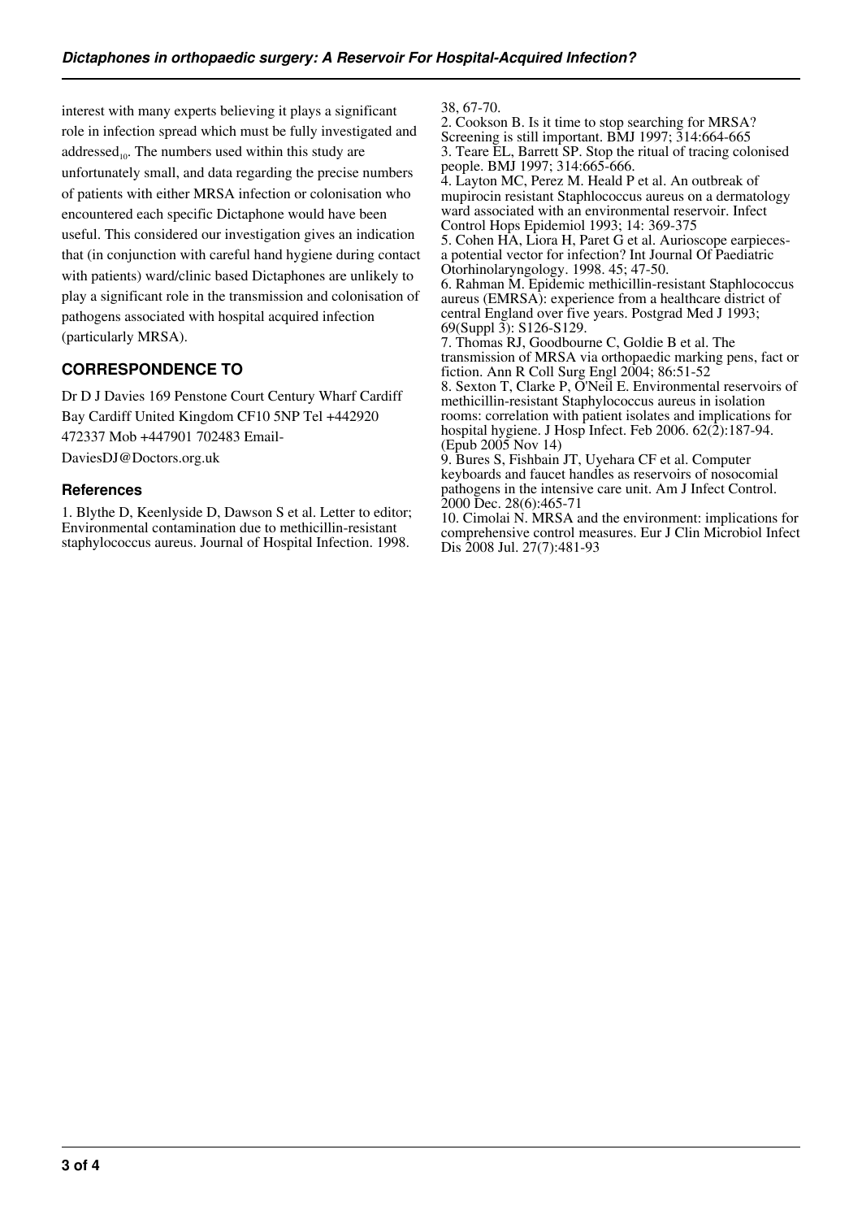interest with many experts believing it plays a significant role in infection spread which must be fully investigated and addressed[10]. The numbers used within this study are unfortunately small, and data regarding the precise numbers of patients with either MRSA infection or colonisation who encountered each specific Dictaphone would have been useful. This considered our investigation gives an indication that (in conjunction with careful hand hygiene during contact with patients) ward/clinic based Dictaphones are unlikely to play a significant role in the transmission and colonisation of pathogens associated with hospital acquired infection (particularly MRSA).

## CORRESPONDENCE TO

Dr D J Davies 169 Penstone Court Century Wharf Cardiff Bay Cardiff United Kingdom CF10 5NP Tel +442920 472337 Mob +447901 702483 Email-DaviesDJ@Doctors.org.uk

### References

1. Blythe D, Keenlyside D, Dawson S et al. Letter to editor; Environmental contamination due to methicillin-resistant staphylococcus aureus. Journal of Hospital Infection. 1998. 38, 67-70.
2. Cookson B. Is it time to stop searching for MRSA? Screening is still important. BMJ 1997; 314:664-665
3. Teare EL, Barrett SP. Stop the ritual of tracing colonised people. BMJ 1997; 314:665-666.
4. Layton MC, Perez M. Heald P et al. An outbreak of mupirocin resistant Staphlococcus aureus on a dermatology ward associated with an environmental reservoir. Infect Control Hops Epidemiol 1993; 14: 369-375
5. Cohen HA, Liora H, Paret G et al. Aurioscope earpieces-a potential vector for infection? Int Journal Of Paediatric Otorhinolaryngology. 1998. 45; 47-50.
6. Rahman M. Epidemic methicillin-resistant Staphlococcus aureus (EMRSA): experience from a healthcare district of central England over five years. Postgrad Med J 1993; 69(Suppl 3): S126-S129.
7. Thomas RJ, Goodbourne C, Goldie B et al. The transmission of MRSA via orthopaedic marking pens, fact or fiction. Ann R Coll Surg Engl 2004; 86:51-52
8. Sexton T, Clarke P, O'Neil E. Environmental reservoirs of methicillin-resistant Staphylococcus aureus in isolation rooms: correlation with patient isolates and implications for hospital hygiene. J Hosp Infect. Feb 2006. 62(2):187-94. (Epub 2005 Nov 14)
9. Bures S, Fishbain JT, Uyehara CF et al. Computer keyboards and faucet handles as reservoirs of nosocomial pathogens in the intensive care unit. Am J Infect Control. 2000 Dec. 28(6):465-71
10. Cimolai N. MRSA and the environment: implications for comprehensive control measures. Eur J Clin Microbiol Infect Dis 2008 Jul. 27(7):481-93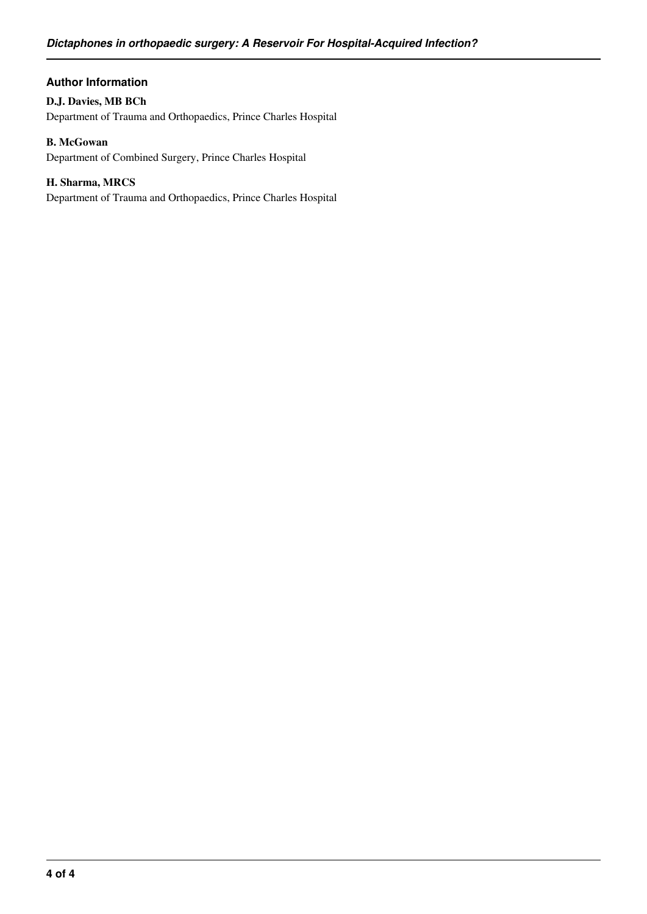## Author Information

**D.J. Davies, MB BCh**
Department of Trauma and Orthopaedics, Prince Charles Hospital

**B. McGowan**
Department of Combined Surgery, Prince Charles Hospital

**H. Sharma, MRCS**
Department of Trauma and Orthopaedics, Prince Charles Hospital